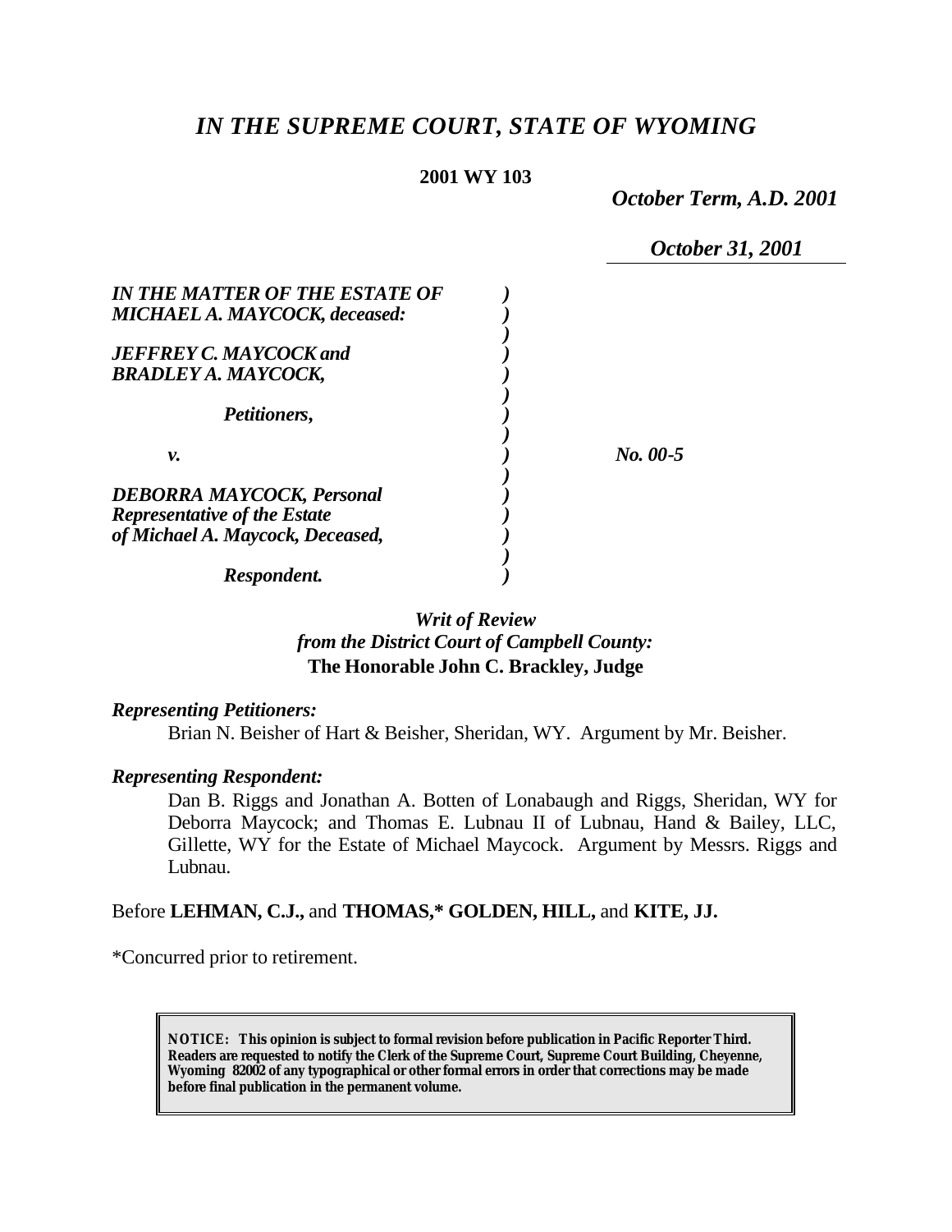# *IN THE SUPREME COURT, STATE OF WYOMING*

**2001 WY 103**

*October Term, A.D. 2001*

*October 31, 2001*

| | | |
|---|---|---|
| ***IN THE MATTER OF THE ESTATE OF MICHAEL A. MAYCOCK, deceased:*** | ) | |
| ***JEFFREY C. MAYCOCK and BRADLEY A. MAYCOCK,*** | ) | |
| ***Petitioners,*** | ) | |
| ***v.*** | ) | ***No. 00-5*** |
| ***DEBORRA MAYCOCK, Personal Representative of the Estate of Michael A. Maycock, Deceased,*** | ) | |
| ***Respondent.*** | ) | |

*Writ of Review*
*from the District Court of Campbell County:*
**The Honorable John C. Brackley, Judge**

***Representing Petitioners:***

Brian N. Beisher of Hart & Beisher, Sheridan, WY. Argument by Mr. Beisher.

***Representing Respondent:***

Dan B. Riggs and Jonathan A. Botten of Lonabaugh and Riggs, Sheridan, WY for Deborra Maycock; and Thomas E. Lubnau II of Lubnau, Hand & Bailey, LLC, Gillette, WY for the Estate of Michael Maycock. Argument by Messrs. Riggs and Lubnau.

Before **LEHMAN, C.J.,** and **THOMAS,\* GOLDEN, HILL,** and **KITE, JJ.**

\*Concurred prior to retirement.

**NOTICE: This opinion is subject to formal revision before publication in Pacific Reporter Third. Readers are requested to notify the Clerk of the Supreme Court, Supreme Court Building, Cheyenne, Wyoming 82002 of any typographical or other formal errors in order that corrections may be made before final publication in the permanent volume.**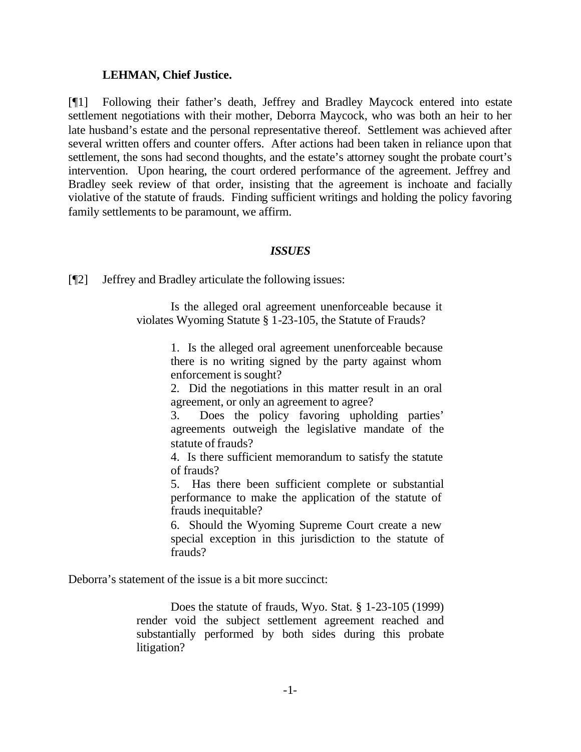**LEHMAN, Chief Justice.**

[¶1] Following their father's death, Jeffrey and Bradley Maycock entered into estate settlement negotiations with their mother, Deborra Maycock, who was both an heir to her late husband's estate and the personal representative thereof. Settlement was achieved after several written offers and counter offers. After actions had been taken in reliance upon that settlement, the sons had second thoughts, and the estate's attorney sought the probate court's intervention. Upon hearing, the court ordered performance of the agreement. Jeffrey and Bradley seek review of that order, insisting that the agreement is inchoate and facially violative of the statute of frauds. Finding sufficient writings and holding the policy favoring family settlements to be paramount, we affirm.

## *ISSUES*

[¶2] Jeffrey and Bradley articulate the following issues:

> Is the alleged oral agreement unenforceable because it violates Wyoming Statute § 1-23-105, the Statute of Frauds?
>
> 1. Is the alleged oral agreement unenforceable because there is no writing signed by the party against whom enforcement is sought?
> 2. Did the negotiations in this matter result in an oral agreement, or only an agreement to agree?
> 3. Does the policy favoring upholding parties' agreements outweigh the legislative mandate of the statute of frauds?
> 4. Is there sufficient memorandum to satisfy the statute of frauds?
> 5. Has there been sufficient complete or substantial performance to make the application of the statute of frauds inequitable?
> 6. Should the Wyoming Supreme Court create a new special exception in this jurisdiction to the statute of frauds?

Deborra's statement of the issue is a bit more succinct:

> Does the statute of frauds, Wyo. Stat. § 1-23-105 (1999) render void the subject settlement agreement reached and substantially performed by both sides during this probate litigation?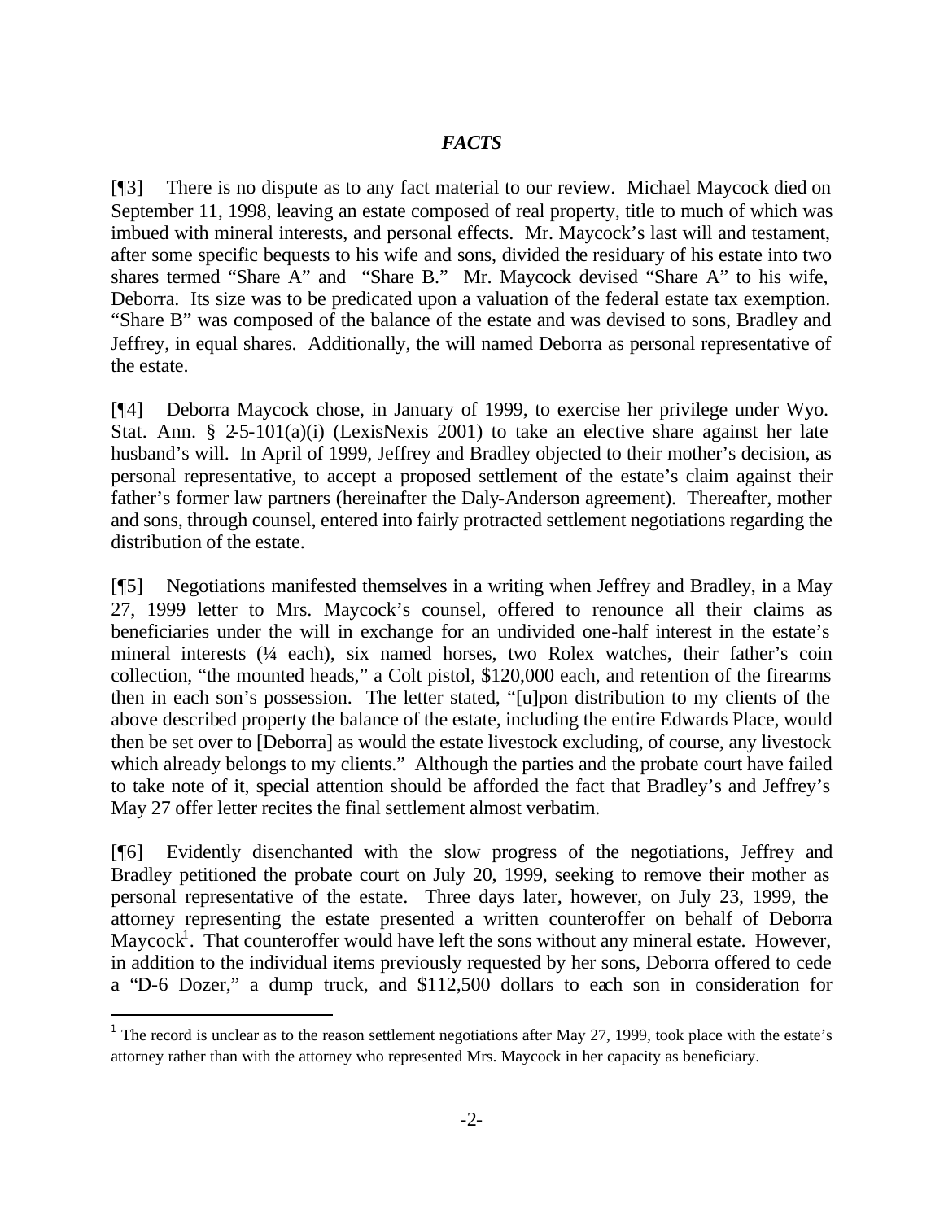## *FACTS*

[¶3] There is no dispute as to any fact material to our review. Michael Maycock died on September 11, 1998, leaving an estate composed of real property, title to much of which was imbued with mineral interests, and personal effects. Mr. Maycock's last will and testament, after some specific bequests to his wife and sons, divided the residuary of his estate into two shares termed "Share A" and "Share B." Mr. Maycock devised "Share A" to his wife, Deborra. Its size was to be predicated upon a valuation of the federal estate tax exemption. "Share B" was composed of the balance of the estate and was devised to sons, Bradley and Jeffrey, in equal shares. Additionally, the will named Deborra as personal representative of the estate.

[¶4] Deborra Maycock chose, in January of 1999, to exercise her privilege under Wyo. Stat. Ann. § 2-5-101(a)(i) (LexisNexis 2001) to take an elective share against her late husband's will. In April of 1999, Jeffrey and Bradley objected to their mother's decision, as personal representative, to accept a proposed settlement of the estate's claim against their father's former law partners (hereinafter the Daly-Anderson agreement). Thereafter, mother and sons, through counsel, entered into fairly protracted settlement negotiations regarding the distribution of the estate.

[¶5] Negotiations manifested themselves in a writing when Jeffrey and Bradley, in a May 27, 1999 letter to Mrs. Maycock's counsel, offered to renounce all their claims as beneficiaries under the will in exchange for an undivided one-half interest in the estate's mineral interests (¼ each), six named horses, two Rolex watches, their father's coin collection, "the mounted heads," a Colt pistol, $120,000 each, and retention of the firearms then in each son's possession. The letter stated, "[u]pon distribution to my clients of the above described property the balance of the estate, including the entire Edwards Place, would then be set over to [Deborra] as would the estate livestock excluding, of course, any livestock which already belongs to my clients." Although the parties and the probate court have failed to take note of it, special attention should be afforded the fact that Bradley's and Jeffrey's May 27 offer letter recites the final settlement almost verbatim.

[¶6] Evidently disenchanted with the slow progress of the negotiations, Jeffrey and Bradley petitioned the probate court on July 20, 1999, seeking to remove their mother as personal representative of the estate. Three days later, however, on July 23, 1999, the attorney representing the estate presented a written counteroffer on behalf of Deborra Maycock[1]. That counteroffer would have left the sons without any mineral estate. However, in addition to the individual items previously requested by her sons, Deborra offered to cede a "D-6 Dozer," a dump truck, and $112,500 dollars to each son in consideration for

[1] The record is unclear as to the reason settlement negotiations after May 27, 1999, took place with the estate's attorney rather than with the attorney who represented Mrs. Maycock in her capacity as beneficiary.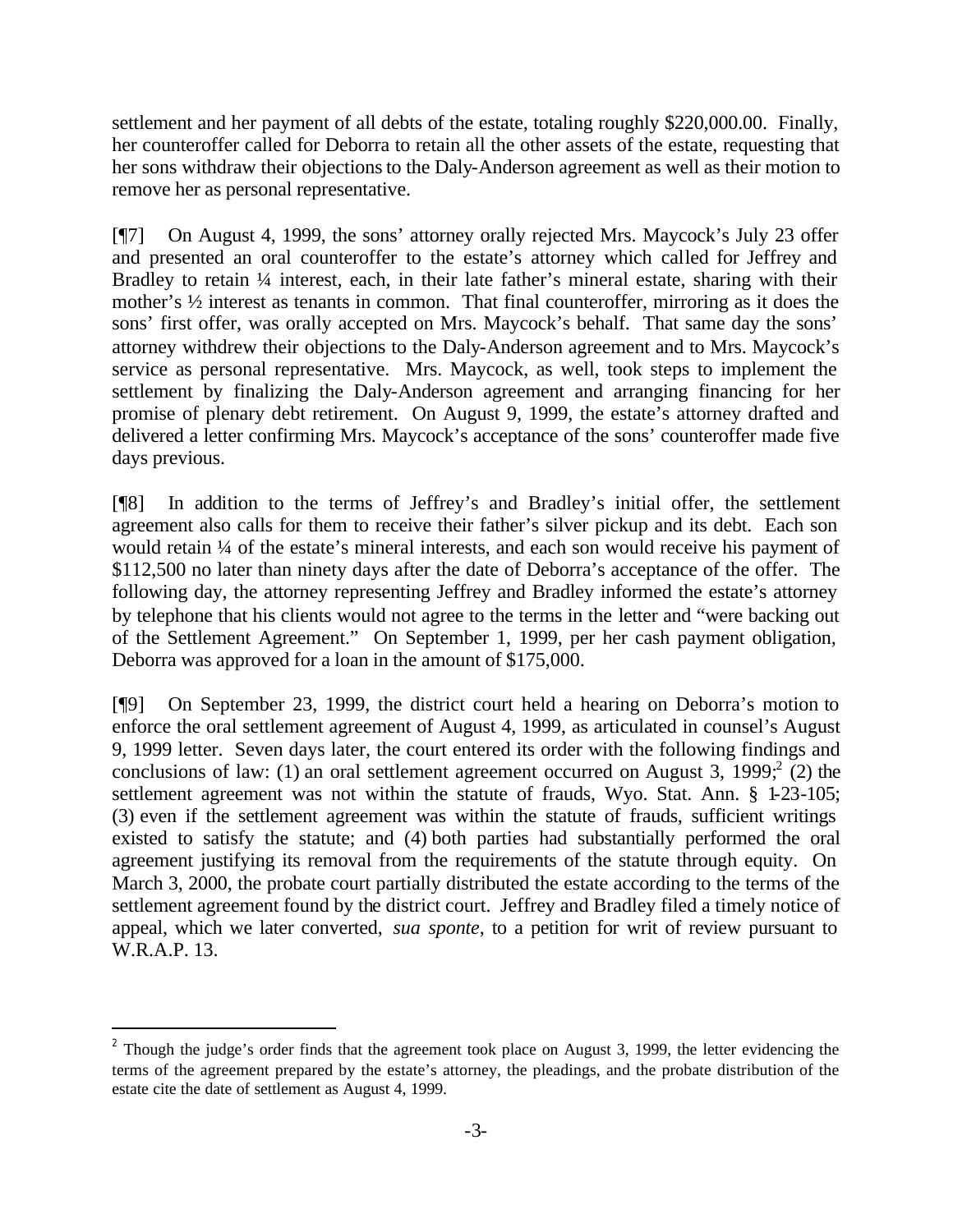settlement and her payment of all debts of the estate, totaling roughly $220,000.00. Finally, her counteroffer called for Deborra to retain all the other assets of the estate, requesting that her sons withdraw their objections to the Daly-Anderson agreement as well as their motion to remove her as personal representative.

[¶7] On August 4, 1999, the sons' attorney orally rejected Mrs. Maycock's July 23 offer and presented an oral counteroffer to the estate's attorney which called for Jeffrey and Bradley to retain ¼ interest, each, in their late father's mineral estate, sharing with their mother's ½ interest as tenants in common. That final counteroffer, mirroring as it does the sons' first offer, was orally accepted on Mrs. Maycock's behalf. That same day the sons' attorney withdrew their objections to the Daly-Anderson agreement and to Mrs. Maycock's service as personal representative. Mrs. Maycock, as well, took steps to implement the settlement by finalizing the Daly-Anderson agreement and arranging financing for her promise of plenary debt retirement. On August 9, 1999, the estate's attorney drafted and delivered a letter confirming Mrs. Maycock's acceptance of the sons' counteroffer made five days previous.

[¶8] In addition to the terms of Jeffrey's and Bradley's initial offer, the settlement agreement also calls for them to receive their father's silver pickup and its debt. Each son would retain ¼ of the estate's mineral interests, and each son would receive his payment of $112,500 no later than ninety days after the date of Deborra's acceptance of the offer. The following day, the attorney representing Jeffrey and Bradley informed the estate's attorney by telephone that his clients would not agree to the terms in the letter and "were backing out of the Settlement Agreement." On September 1, 1999, per her cash payment obligation, Deborra was approved for a loan in the amount of $175,000.

[¶9] On September 23, 1999, the district court held a hearing on Deborra's motion to enforce the oral settlement agreement of August 4, 1999, as articulated in counsel's August 9, 1999 letter. Seven days later, the court entered its order with the following findings and conclusions of law: (1) an oral settlement agreement occurred on August 3, 1999;[2] (2) the settlement agreement was not within the statute of frauds, Wyo. Stat. Ann. § 1-23-105; (3) even if the settlement agreement was within the statute of frauds, sufficient writings existed to satisfy the statute; and (4) both parties had substantially performed the oral agreement justifying its removal from the requirements of the statute through equity. On March 3, 2000, the probate court partially distributed the estate according to the terms of the settlement agreement found by the district court. Jeffrey and Bradley filed a timely notice of appeal, which we later converted, *sua sponte*, to a petition for writ of review pursuant to W.R.A.P. 13.

[2] Though the judge's order finds that the agreement took place on August 3, 1999, the letter evidencing the terms of the agreement prepared by the estate's attorney, the pleadings, and the probate distribution of the estate cite the date of settlement as August 4, 1999.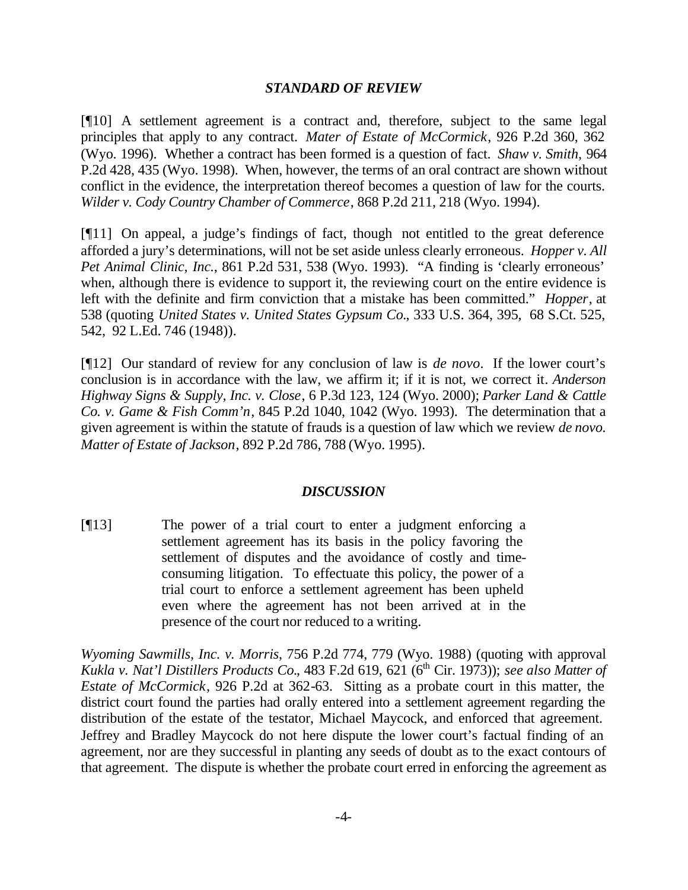### *STANDARD OF REVIEW*

[¶10] A settlement agreement is a contract and, therefore, subject to the same legal principles that apply to any contract. *Mater of Estate of McCormick*, 926 P.2d 360, 362 (Wyo. 1996). Whether a contract has been formed is a question of fact. *Shaw v. Smith*, 964 P.2d 428, 435 (Wyo. 1998). When, however, the terms of an oral contract are shown without conflict in the evidence, the interpretation thereof becomes a question of law for the courts. *Wilder v. Cody Country Chamber of Commerce*, 868 P.2d 211, 218 (Wyo. 1994).

[¶11] On appeal, a judge's findings of fact, though not entitled to the great deference afforded a jury's determinations, will not be set aside unless clearly erroneous. *Hopper v. All Pet Animal Clinic, Inc.*, 861 P.2d 531, 538 (Wyo. 1993). "A finding is 'clearly erroneous' when, although there is evidence to support it, the reviewing court on the entire evidence is left with the definite and firm conviction that a mistake has been committed." *Hopper*, at 538 (quoting *United States v. United States Gypsum Co.*, 333 U.S. 364, 395, 68 S.Ct. 525, 542, 92 L.Ed. 746 (1948)).

[¶12] Our standard of review for any conclusion of law is *de novo*. If the lower court's conclusion is in accordance with the law, we affirm it; if it is not, we correct it. *Anderson Highway Signs & Supply, Inc. v. Close*, 6 P.3d 123, 124 (Wyo. 2000); *Parker Land & Cattle Co. v. Game & Fish Comm'n*, 845 P.2d 1040, 1042 (Wyo. 1993). The determination that a given agreement is within the statute of frauds is a question of law which we review *de novo. Matter of Estate of Jackson*, 892 P.2d 786, 788 (Wyo. 1995).

### *DISCUSSION*

[¶13]

> The power of a trial court to enter a judgment enforcing a settlement agreement has its basis in the policy favoring the settlement of disputes and the avoidance of costly and time-consuming litigation. To effectuate this policy, the power of a trial court to enforce a settlement agreement has been upheld even where the agreement has not been arrived at in the presence of the court nor reduced to a writing.

*Wyoming Sawmills, Inc. v. Morris*, 756 P.2d 774, 779 (Wyo. 1988) (quoting with approval *Kukla v. Nat'l Distillers Products Co.*, 483 F.2d 619, 621 (6th Cir. 1973)); *see also Matter of Estate of McCormick*, 926 P.2d at 362-63. Sitting as a probate court in this matter, the district court found the parties had orally entered into a settlement agreement regarding the distribution of the estate of the testator, Michael Maycock, and enforced that agreement. Jeffrey and Bradley Maycock do not here dispute the lower court's factual finding of an agreement, nor are they successful in planting any seeds of doubt as to the exact contours of that agreement. The dispute is whether the probate court erred in enforcing the agreement as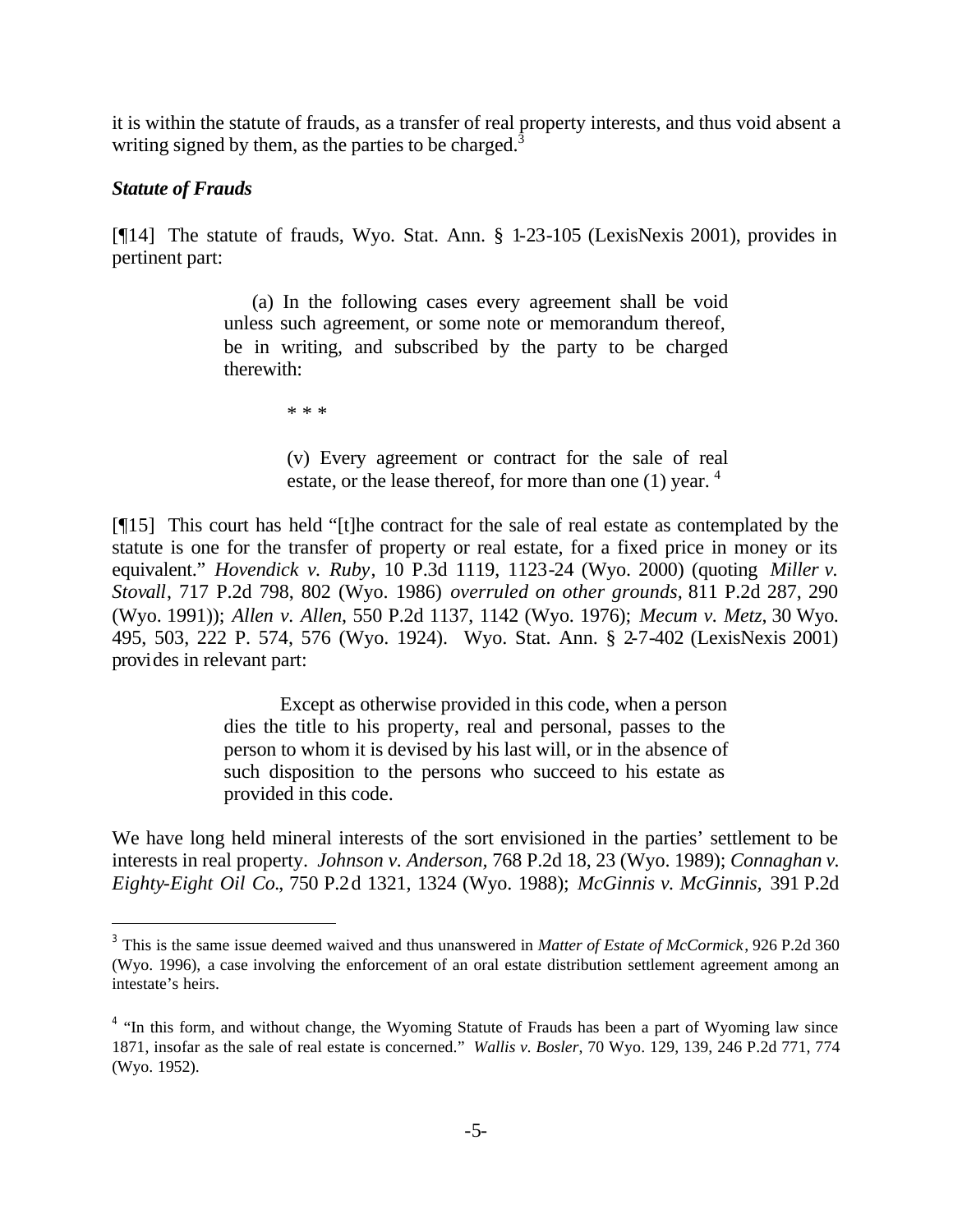it is within the statute of frauds, as a transfer of real property interests, and thus void absent a writing signed by them, as the parties to be charged.[3]

***Statute of Frauds***

[¶14] The statute of frauds, Wyo. Stat. Ann. § 1-23-105 (LexisNexis 2001), provides in pertinent part:

> (a) In the following cases every agreement shall be void unless such agreement, or some note or memorandum thereof, be in writing, and subscribed by the party to be charged therewith:
>
> \* \* \*
>
> (v) Every agreement or contract for the sale of real estate, or the lease thereof, for more than one (1) year. [4]

[¶15] This court has held "[t]he contract for the sale of real estate as contemplated by the statute is one for the transfer of property or real estate, for a fixed price in money or its equivalent." *Hovendick v. Ruby*, 10 P.3d 1119, 1123-24 (Wyo. 2000) (quoting *Miller v. Stovall*, 717 P.2d 798, 802 (Wyo. 1986) *overruled on other grounds*, 811 P.2d 287, 290 (Wyo. 1991)); *Allen v. Allen*, 550 P.2d 1137, 1142 (Wyo. 1976); *Mecum v. Metz*, 30 Wyo. 495, 503, 222 P. 574, 576 (Wyo. 1924). Wyo. Stat. Ann. § 2-7-402 (LexisNexis 2001) provides in relevant part:

> Except as otherwise provided in this code, when a person dies the title to his property, real and personal, passes to the person to whom it is devised by his last will, or in the absence of such disposition to the persons who succeed to his estate as provided in this code.

We have long held mineral interests of the sort envisioned in the parties' settlement to be interests in real property. *Johnson v. Anderson*, 768 P.2d 18, 23 (Wyo. 1989); *Connaghan v. Eighty-Eight Oil Co.*, 750 P.2d 1321, 1324 (Wyo. 1988); *McGinnis v. McGinnis*, 391 P.2d

---

[3] This is the same issue deemed waived and thus unanswered in *Matter of Estate of McCormick*, 926 P.2d 360 (Wyo. 1996), a case involving the enforcement of an oral estate distribution settlement agreement among an intestate's heirs.

[4] "In this form, and without change, the Wyoming Statute of Frauds has been a part of Wyoming law since 1871, insofar as the sale of real estate is concerned." *Wallis v. Bosler*, 70 Wyo. 129, 139, 246 P.2d 771, 774 (Wyo. 1952).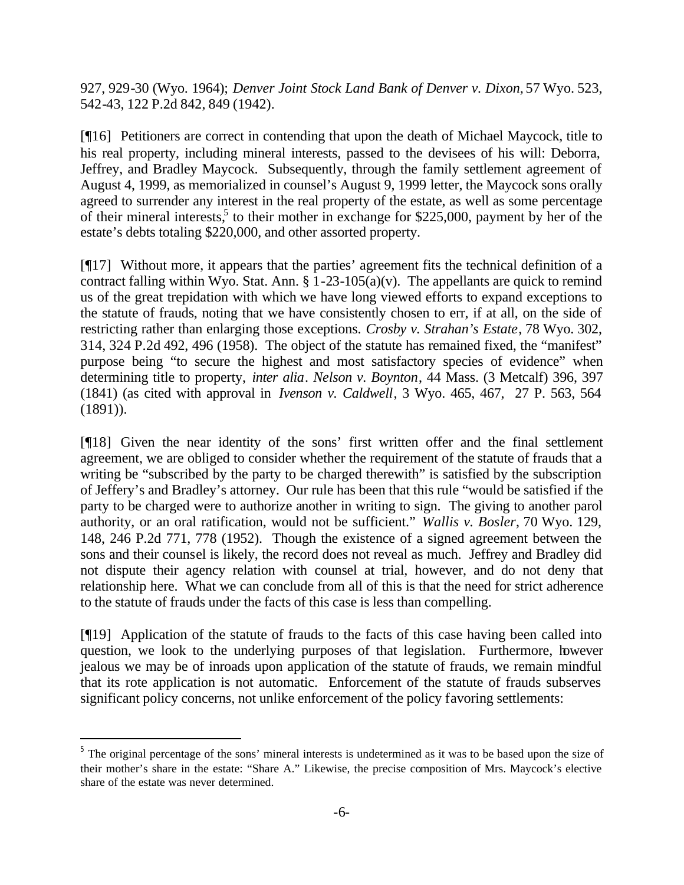927, 929-30 (Wyo. 1964); *Denver Joint Stock Land Bank of Denver v. Dixon,* 57 Wyo. 523, 542-43, 122 P.2d 842, 849 (1942).

[¶16] Petitioners are correct in contending that upon the death of Michael Maycock, title to his real property, including mineral interests, passed to the devisees of his will: Deborra, Jeffrey, and Bradley Maycock. Subsequently, through the family settlement agreement of August 4, 1999, as memorialized in counsel's August 9, 1999 letter, the Maycock sons orally agreed to surrender any interest in the real property of the estate, as well as some percentage of their mineral interests,[5] to their mother in exchange for $225,000, payment by her of the estate's debts totaling $220,000, and other assorted property.

[¶17] Without more, it appears that the parties' agreement fits the technical definition of a contract falling within Wyo. Stat. Ann. § 1-23-105(a)(v). The appellants are quick to remind us of the great trepidation with which we have long viewed efforts to expand exceptions to the statute of frauds, noting that we have consistently chosen to err, if at all, on the side of restricting rather than enlarging those exceptions. *Crosby v. Strahan's Estate*, 78 Wyo. 302, 314, 324 P.2d 492, 496 (1958). The object of the statute has remained fixed, the "manifest" purpose being "to secure the highest and most satisfactory species of evidence" when determining title to property, *inter alia*. *Nelson v. Boynton*, 44 Mass. (3 Metcalf) 396, 397 (1841) (as cited with approval in *Ivenson v. Caldwell*, 3 Wyo. 465, 467, 27 P. 563, 564 (1891)).

[¶18] Given the near identity of the sons' first written offer and the final settlement agreement, we are obliged to consider whether the requirement of the statute of frauds that a writing be "subscribed by the party to be charged therewith" is satisfied by the subscription of Jeffery's and Bradley's attorney. Our rule has been that this rule "would be satisfied if the party to be charged were to authorize another in writing to sign. The giving to another parol authority, or an oral ratification, would not be sufficient." *Wallis v. Bosler*, 70 Wyo. 129, 148, 246 P.2d 771, 778 (1952). Though the existence of a signed agreement between the sons and their counsel is likely, the record does not reveal as much. Jeffrey and Bradley did not dispute their agency relation with counsel at trial, however, and do not deny that relationship here. What we can conclude from all of this is that the need for strict adherence to the statute of frauds under the facts of this case is less than compelling.

[¶19] Application of the statute of frauds to the facts of this case having been called into question, we look to the underlying purposes of that legislation. Furthermore, however jealous we may be of inroads upon application of the statute of frauds, we remain mindful that its rote application is not automatic. Enforcement of the statute of frauds subserves significant policy concerns, not unlike enforcement of the policy favoring settlements:

[5] The original percentage of the sons' mineral interests is undetermined as it was to be based upon the size of their mother's share in the estate: "Share A." Likewise, the precise composition of Mrs. Maycock's elective share of the estate was never determined.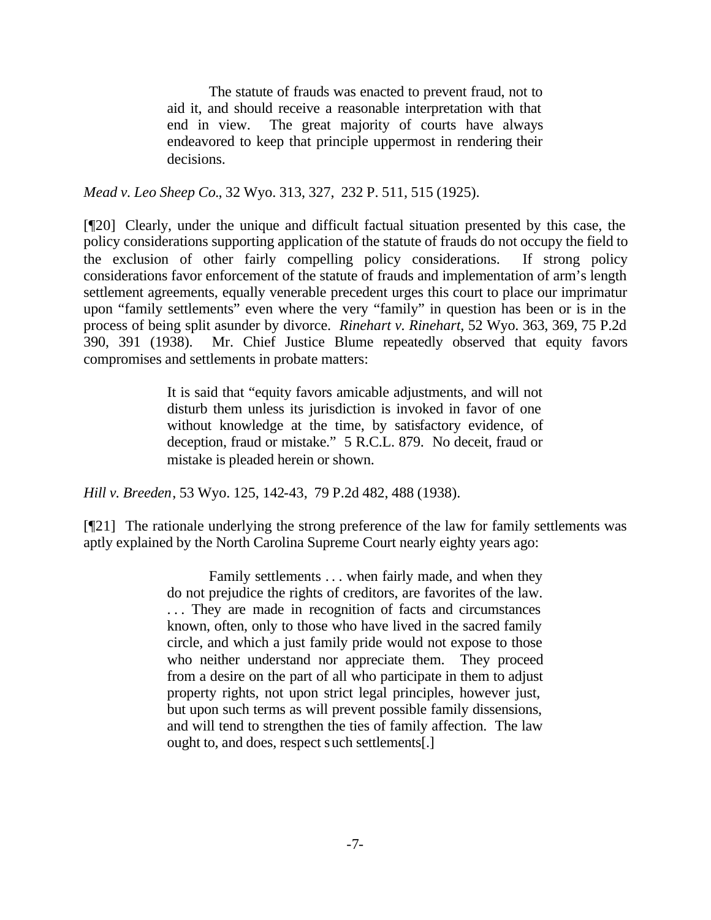> The statute of frauds was enacted to prevent fraud, not to aid it, and should receive a reasonable interpretation with that end in view. The great majority of courts have always endeavored to keep that principle uppermost in rendering their decisions.

*Mead v. Leo Sheep Co.*, 32 Wyo. 313, 327, 232 P. 511, 515 (1925).

[¶20] Clearly, under the unique and difficult factual situation presented by this case, the policy considerations supporting application of the statute of frauds do not occupy the field to the exclusion of other fairly compelling policy considerations. If strong policy considerations favor enforcement of the statute of frauds and implementation of arm's length settlement agreements, equally venerable precedent urges this court to place our imprimatur upon "family settlements" even where the very "family" in question has been or is in the process of being split asunder by divorce. *Rinehart v. Rinehart*, 52 Wyo. 363, 369, 75 P.2d 390, 391 (1938). Mr. Chief Justice Blume repeatedly observed that equity favors compromises and settlements in probate matters:

> It is said that "equity favors amicable adjustments, and will not disturb them unless its jurisdiction is invoked in favor of one without knowledge at the time, by satisfactory evidence, of deception, fraud or mistake." 5 R.C.L. 879. No deceit, fraud or mistake is pleaded herein or shown.

*Hill v. Breeden*, 53 Wyo. 125, 142-43, 79 P.2d 482, 488 (1938).

[¶21] The rationale underlying the strong preference of the law for family settlements was aptly explained by the North Carolina Supreme Court nearly eighty years ago:

> Family settlements . . . when fairly made, and when they do not prejudice the rights of creditors, are favorites of the law. . . . They are made in recognition of facts and circumstances known, often, only to those who have lived in the sacred family circle, and which a just family pride would not expose to those who neither understand nor appreciate them. They proceed from a desire on the part of all who participate in them to adjust property rights, not upon strict legal principles, however just, but upon such terms as will prevent possible family dissensions, and will tend to strengthen the ties of family affection. The law ought to, and does, respect such settlements[.]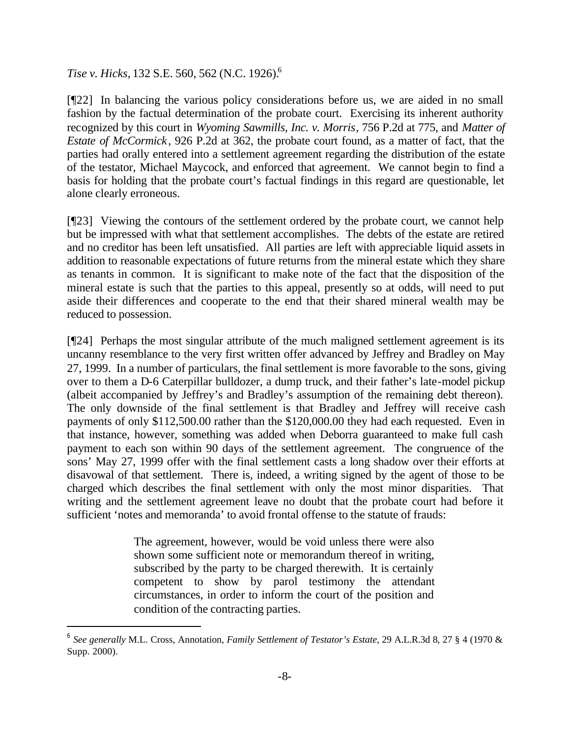*Tise v. Hicks*, 132 S.E. 560, 562 (N.C. 1926).[6]

[¶22] In balancing the various policy considerations before us, we are aided in no small fashion by the factual determination of the probate court. Exercising its inherent authority recognized by this court in *Wyoming Sawmills, Inc. v. Morris*, 756 P.2d at 775, and *Matter of Estate of McCormick*, 926 P.2d at 362, the probate court found, as a matter of fact, that the parties had orally entered into a settlement agreement regarding the distribution of the estate of the testator, Michael Maycock, and enforced that agreement. We cannot begin to find a basis for holding that the probate court's factual findings in this regard are questionable, let alone clearly erroneous.

[¶23] Viewing the contours of the settlement ordered by the probate court, we cannot help but be impressed with what that settlement accomplishes. The debts of the estate are retired and no creditor has been left unsatisfied. All parties are left with appreciable liquid assets in addition to reasonable expectations of future returns from the mineral estate which they share as tenants in common. It is significant to make note of the fact that the disposition of the mineral estate is such that the parties to this appeal, presently so at odds, will need to put aside their differences and cooperate to the end that their shared mineral wealth may be reduced to possession.

[¶24] Perhaps the most singular attribute of the much maligned settlement agreement is its uncanny resemblance to the very first written offer advanced by Jeffrey and Bradley on May 27, 1999. In a number of particulars, the final settlement is more favorable to the sons, giving over to them a D-6 Caterpillar bulldozer, a dump truck, and their father's late-model pickup (albeit accompanied by Jeffrey's and Bradley's assumption of the remaining debt thereon). The only downside of the final settlement is that Bradley and Jeffrey will receive cash payments of only $112,500.00 rather than the $120,000.00 they had each requested. Even in that instance, however, something was added when Deborra guaranteed to make full cash payment to each son within 90 days of the settlement agreement. The congruence of the sons' May 27, 1999 offer with the final settlement casts a long shadow over their efforts at disavowal of that settlement. There is, indeed, a writing signed by the agent of those to be charged which describes the final settlement with only the most minor disparities. That writing and the settlement agreement leave no doubt that the probate court had before it sufficient 'notes and memoranda' to avoid frontal offense to the statute of frauds:

> The agreement, however, would be void unless there were also shown some sufficient note or memorandum thereof in writing, subscribed by the party to be charged therewith. It is certainly competent to show by parol testimony the attendant circumstances, in order to inform the court of the position and condition of the contracting parties.

[6] *See generally* M.L. Cross, Annotation, *Family Settlement of Testator's Estate*, 29 A.L.R.3d 8, 27 § 4 (1970 & Supp. 2000).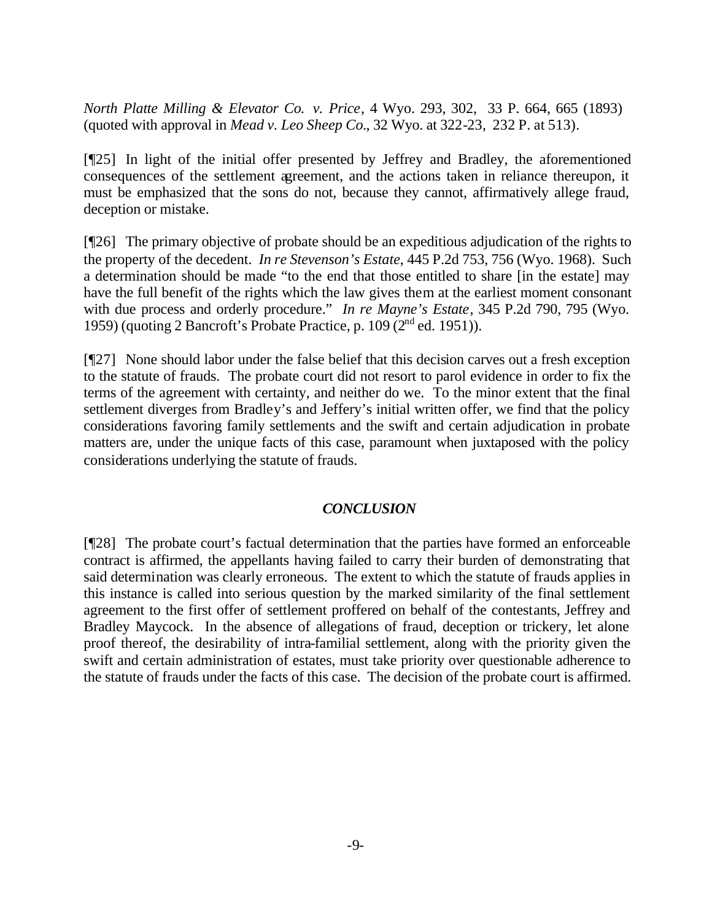*North Platte Milling & Elevator Co. v. Price*, 4 Wyo. 293, 302, 33 P. 664, 665 (1893) (quoted with approval in *Mead v. Leo Sheep Co.*, 32 Wyo. at 322-23, 232 P. at 513).

[¶25] In light of the initial offer presented by Jeffrey and Bradley, the aforementioned consequences of the settlement agreement, and the actions taken in reliance thereupon, it must be emphasized that the sons do not, because they cannot, affirmatively allege fraud, deception or mistake.

[¶26] The primary objective of probate should be an expeditious adjudication of the rights to the property of the decedent. *In re Stevenson's Estate*, 445 P.2d 753, 756 (Wyo. 1968). Such a determination should be made "to the end that those entitled to share [in the estate] may have the full benefit of the rights which the law gives them at the earliest moment consonant with due process and orderly procedure." *In re Mayne's Estate*, 345 P.2d 790, 795 (Wyo. 1959) (quoting 2 Bancroft's Probate Practice, p. 109 (2nd ed. 1951)).

[¶27] None should labor under the false belief that this decision carves out a fresh exception to the statute of frauds. The probate court did not resort to parol evidence in order to fix the terms of the agreement with certainty, and neither do we. To the minor extent that the final settlement diverges from Bradley's and Jeffery's initial written offer, we find that the policy considerations favoring family settlements and the swift and certain adjudication in probate matters are, under the unique facts of this case, paramount when juxtaposed with the policy considerations underlying the statute of frauds.

## *CONCLUSION*

[¶28] The probate court's factual determination that the parties have formed an enforceable contract is affirmed, the appellants having failed to carry their burden of demonstrating that said determination was clearly erroneous. The extent to which the statute of frauds applies in this instance is called into serious question by the marked similarity of the final settlement agreement to the first offer of settlement proffered on behalf of the contestants, Jeffrey and Bradley Maycock. In the absence of allegations of fraud, deception or trickery, let alone proof thereof, the desirability of intra-familial settlement, along with the priority given the swift and certain administration of estates, must take priority over questionable adherence to the statute of frauds under the facts of this case. The decision of the probate court is affirmed.